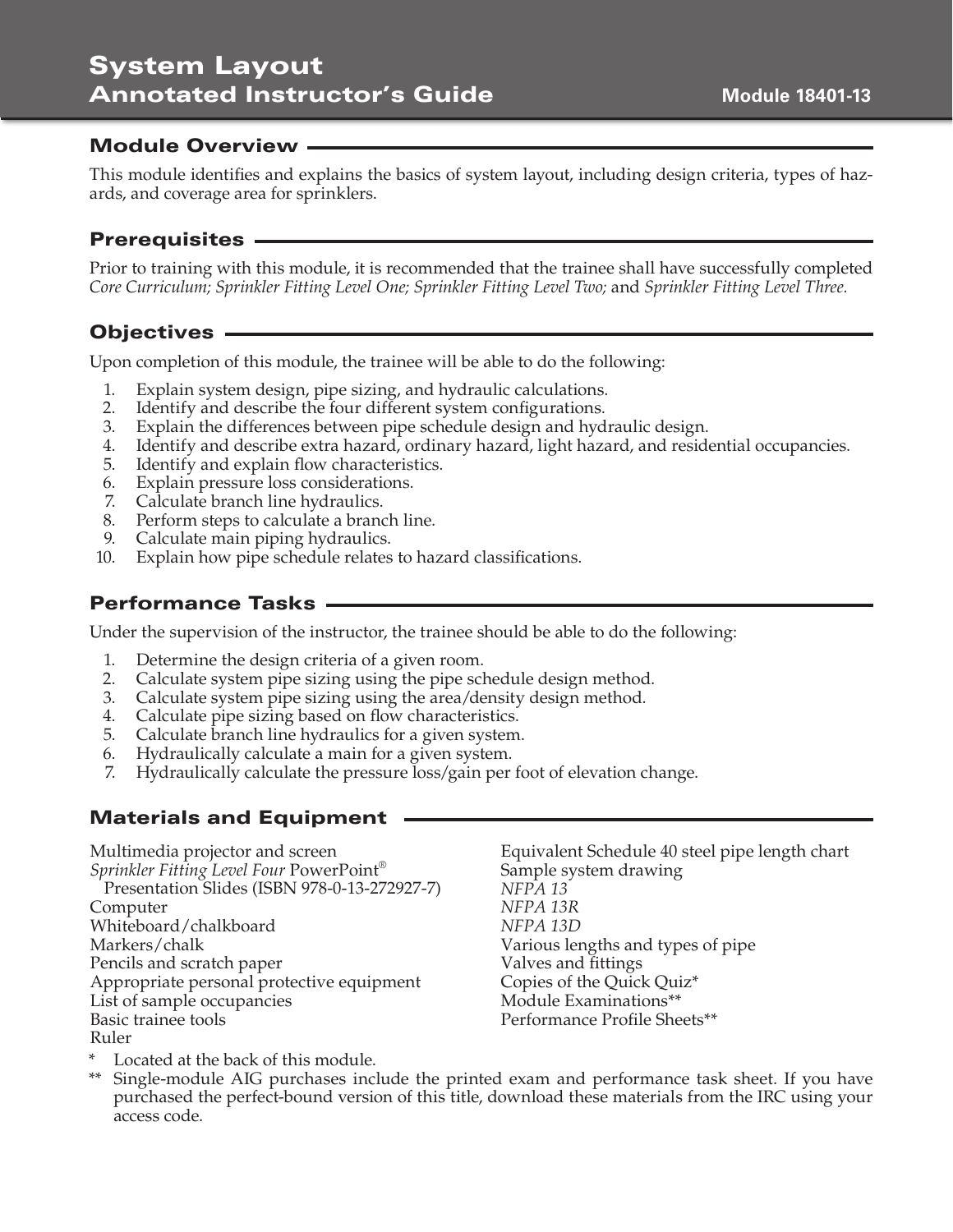# System Layout
## Annotated Instructor's Guide

**Module 18401-13**

### Module Overview

This module identifies and explains the basics of system layout, including design criteria, types of hazards, and coverage area for sprinklers.

### Prerequisites

Prior to training with this module, it is recommended that the trainee shall have successfully completed *Core Curriculum; Sprinkler Fitting Level One; Sprinkler Fitting Level Two;* and *Sprinkler Fitting Level Three.*

### Objectives

Upon completion of this module, the trainee will be able to do the following:

1. Explain system design, pipe sizing, and hydraulic calculations.
2. Identify and describe the four different system configurations.
3. Explain the differences between pipe schedule design and hydraulic design.
4. Identify and describe extra hazard, ordinary hazard, light hazard, and residential occupancies.
5. Identify and explain flow characteristics.
6. Explain pressure loss considerations.
7. Calculate branch line hydraulics.
8. Perform steps to calculate a branch line.
9. Calculate main piping hydraulics.
10. Explain how pipe schedule relates to hazard classifications.

### Performance Tasks

Under the supervision of the instructor, the trainee should be able to do the following:

1. Determine the design criteria of a given room.
2. Calculate system pipe sizing using the pipe schedule design method.
3. Calculate system pipe sizing using the area/density design method.
4. Calculate pipe sizing based on flow characteristics.
5. Calculate branch line hydraulics for a given system.
6. Hydraulically calculate a main for a given system.
7. Hydraulically calculate the pressure loss/gain per foot of elevation change.

### Materials and Equipment

Multimedia projector and screen
*Sprinkler Fitting Level Four* PowerPoint® Presentation Slides (ISBN 978-0-13-272927-7)
Computer
Whiteboard/chalkboard
Markers/chalk
Pencils and scratch paper
Appropriate personal protective equipment
List of sample occupancies
Basic trainee tools
Ruler
Equivalent Schedule 40 steel pipe length chart
Sample system drawing
*NFPA 13*
*NFPA 13R*
*NFPA 13D*
Various lengths and types of pipe
Valves and fittings
Copies of the Quick Quiz*
Module Examinations**
Performance Profile Sheets**

\* Located at the back of this module.

\*\* Single-module AIG purchases include the printed exam and performance task sheet. If you have purchased the perfect-bound version of this title, download these materials from the IRC using your access code.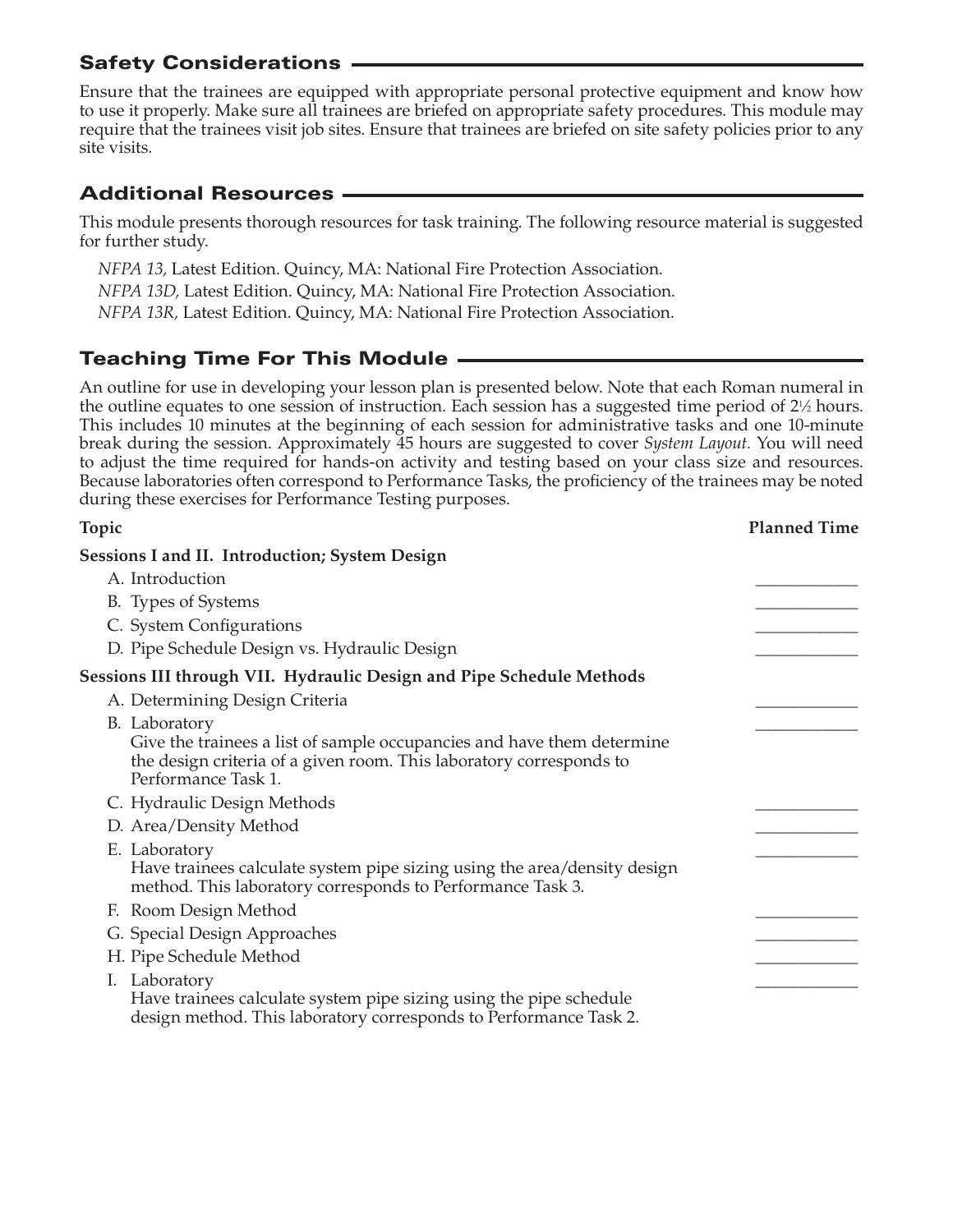## Safety Considerations

Ensure that the trainees are equipped with appropriate personal protective equipment and know how to use it properly. Make sure all trainees are briefed on appropriate safety procedures. This module may require that the trainees visit job sites. Ensure that trainees are briefed on site safety policies prior to any site visits.

## Additional Resources

This module presents thorough resources for task training. The following resource material is suggested for further study.

*NFPA 13,* Latest Edition. Quincy, MA: National Fire Protection Association.

*NFPA 13D,* Latest Edition. Quincy, MA: National Fire Protection Association.

*NFPA 13R,* Latest Edition. Quincy, MA: National Fire Protection Association.

## Teaching Time For This Module

An outline for use in developing your lesson plan is presented below. Note that each Roman numeral in the outline equates to one session of instruction. Each session has a suggested time period of 2½ hours. This includes 10 minutes at the beginning of each session for administrative tasks and one 10-minute break during the session. Approximately 45 hours are suggested to cover *System Layout*. You will need to adjust the time required for hands-on activity and testing based on your class size and resources. Because laboratories often correspond to Performance Tasks, the proficiency of the trainees may be noted during these exercises for Performance Testing purposes.

| Topic | Planned Time |
|---|---|
| **Sessions I and II. Introduction; System Design** | |
| A. Introduction | ____________ |
| B. Types of Systems | ____________ |
| C. System Configurations | ____________ |
| D. Pipe Schedule Design vs. Hydraulic Design | ____________ |
| **Sessions III through VII. Hydraulic Design and Pipe Schedule Methods** | |
| A. Determining Design Criteria | ____________ |
| B. Laboratory<br>Give the trainees a list of sample occupancies and have them determine the design criteria of a given room. This laboratory corresponds to Performance Task 1. | ____________ |
| C. Hydraulic Design Methods | ____________ |
| D. Area/Density Method | ____________ |
| E. Laboratory<br>Have trainees calculate system pipe sizing using the area/density design method. This laboratory corresponds to Performance Task 3. | ____________ |
| F. Room Design Method | ____________ |
| G. Special Design Approaches | ____________ |
| H. Pipe Schedule Method | ____________ |
| I. Laboratory<br>Have trainees calculate system pipe sizing using the pipe schedule design method. This laboratory corresponds to Performance Task 2. | ____________ |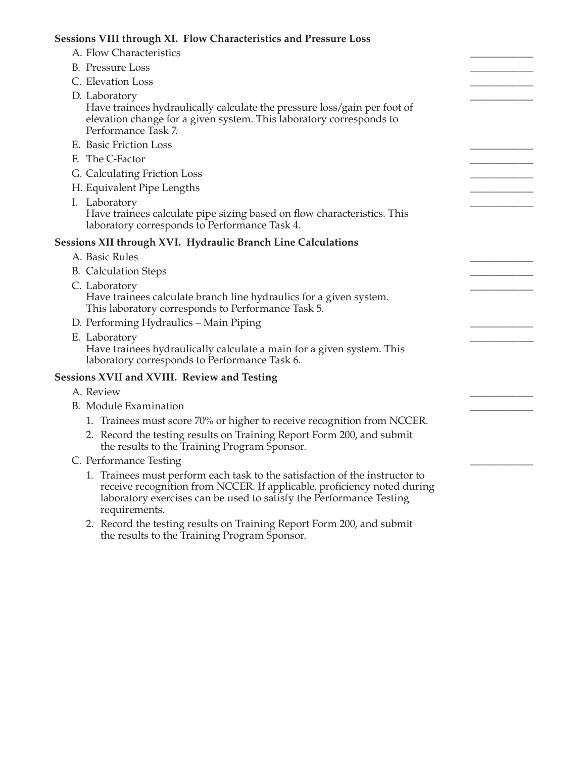**Sessions VIII through XI. Flow Characteristics and Pressure Loss**

A. Flow Characteristics ____________

B. Pressure Loss ____________

C. Elevation Loss ____________

D. Laboratory ____________
Have trainees hydraulically calculate the pressure loss/gain per foot of elevation change for a given system. This laboratory corresponds to Performance Task 7.

E. Basic Friction Loss ____________

F. The C-Factor ____________

G. Calculating Friction Loss ____________

H. Equivalent Pipe Lengths ____________

I. Laboratory ____________
Have trainees calculate pipe sizing based on flow characteristics. This laboratory corresponds to Performance Task 4.

**Sessions XII through XVI. Hydraulic Branch Line Calculations**

A. Basic Rules ____________

B. Calculation Steps ____________

C. Laboratory ____________
Have trainees calculate branch line hydraulics for a given system. This laboratory corresponds to Performance Task 5.

D. Performing Hydraulics – Main Piping ____________

E. Laboratory ____________
Have trainees hydraulically calculate a main for a given system. This laboratory corresponds to Performance Task 6.

**Sessions XVII and XVIII. Review and Testing**

A. Review ____________

B. Module Examination ____________

1. Trainees must score 70% or higher to receive recognition from NCCER.
2. Record the testing results on Training Report Form 200, and submit the results to the Training Program Sponsor.

C. Performance Testing ____________

1. Trainees must perform each task to the satisfaction of the instructor to receive recognition from NCCER. If applicable, proficiency noted during laboratory exercises can be used to satisfy the Performance Testing requirements.
2. Record the testing results on Training Report Form 200, and submit the results to the Training Program Sponsor.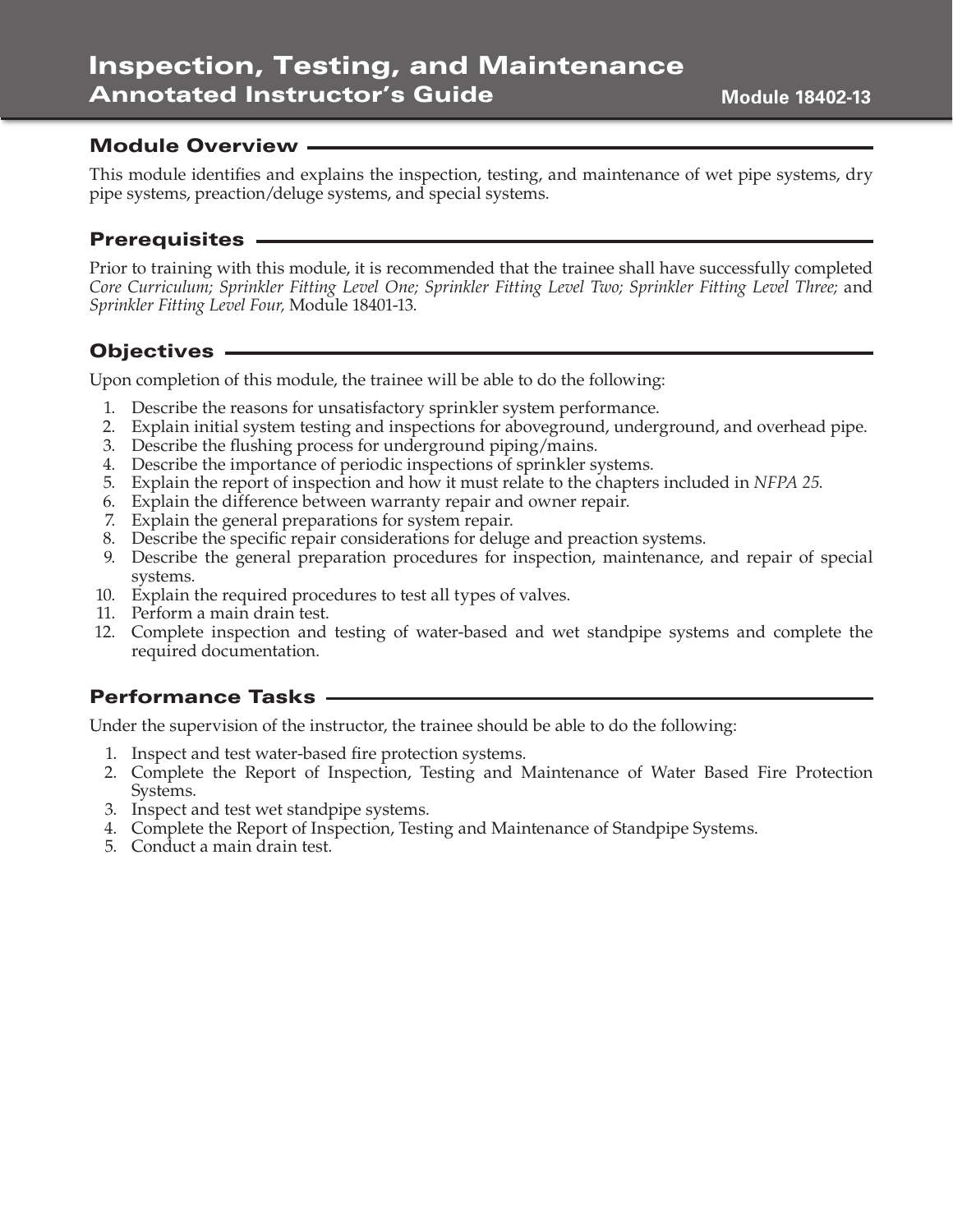# Inspection, Testing, and Maintenance
## Annotated Instructor's Guide

**Module 18402-13**

## Module Overview

This module identifies and explains the inspection, testing, and maintenance of wet pipe systems, dry pipe systems, preaction/deluge systems, and special systems.

## Prerequisites

Prior to training with this module, it is recommended that the trainee shall have successfully completed *Core Curriculum; Sprinkler Fitting Level One; Sprinkler Fitting Level Two; Sprinkler Fitting Level Three;* and *Sprinkler Fitting Level Four,* Module 18401-13.

## Objectives

Upon completion of this module, the trainee will be able to do the following:

1. Describe the reasons for unsatisfactory sprinkler system performance.
2. Explain initial system testing and inspections for aboveground, underground, and overhead pipe.
3. Describe the flushing process for underground piping/mains.
4. Describe the importance of periodic inspections of sprinkler systems.
5. Explain the report of inspection and how it must relate to the chapters included in *NFPA 25.*
6. Explain the difference between warranty repair and owner repair.
7. Explain the general preparations for system repair.
8. Describe the specific repair considerations for deluge and preaction systems.
9. Describe the general preparation procedures for inspection, maintenance, and repair of special systems.
10. Explain the required procedures to test all types of valves.
11. Perform a main drain test.
12. Complete inspection and testing of water-based and wet standpipe systems and complete the required documentation.

## Performance Tasks

Under the supervision of the instructor, the trainee should be able to do the following:

1. Inspect and test water-based fire protection systems.
2. Complete the Report of Inspection, Testing and Maintenance of Water Based Fire Protection Systems.
3. Inspect and test wet standpipe systems.
4. Complete the Report of Inspection, Testing and Maintenance of Standpipe Systems.
5. Conduct a main drain test.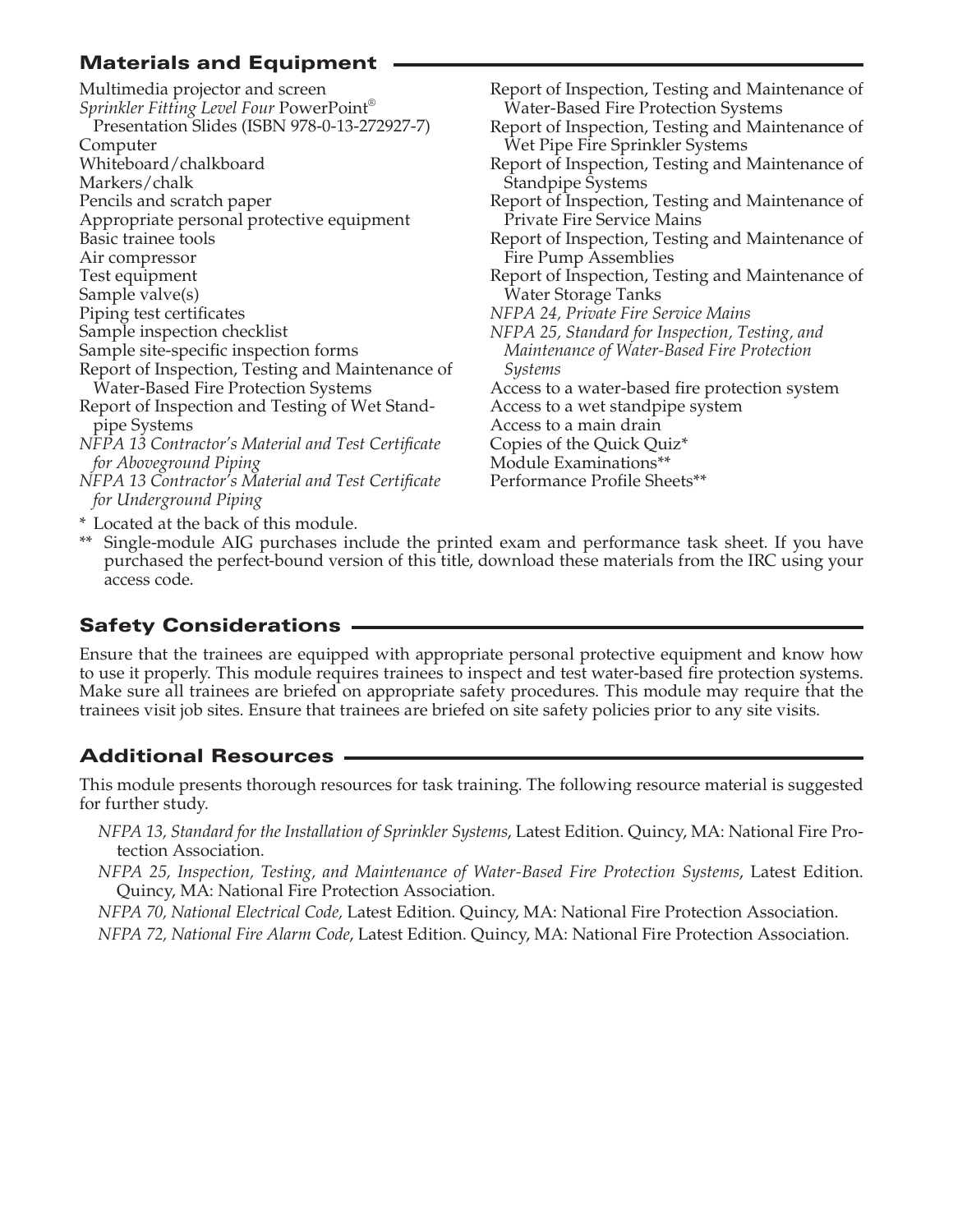## Materials and Equipment

Multimedia projector and screen
*Sprinkler Fitting Level Four* PowerPoint® Presentation Slides (ISBN 978-0-13-272927-7)
Computer
Whiteboard/chalkboard
Markers/chalk
Pencils and scratch paper
Appropriate personal protective equipment
Basic trainee tools
Air compressor
Test equipment
Sample valve(s)
Piping test certificates
Sample inspection checklist
Sample site-specific inspection forms
Report of Inspection, Testing and Maintenance of Water-Based Fire Protection Systems
Report of Inspection and Testing of Wet Standpipe Systems
*NFPA 13 Contractor's Material and Test Certificate for Aboveground Piping*
*NFPA 13 Contractor's Material and Test Certificate for Underground Piping*
Report of Inspection, Testing and Maintenance of Water-Based Fire Protection Systems
Report of Inspection, Testing and Maintenance of Wet Pipe Fire Sprinkler Systems
Report of Inspection, Testing and Maintenance of Standpipe Systems
Report of Inspection, Testing and Maintenance of Private Fire Service Mains
Report of Inspection, Testing and Maintenance of Fire Pump Assemblies
Report of Inspection, Testing and Maintenance of Water Storage Tanks
*NFPA 24, Private Fire Service Mains*
*NFPA 25, Standard for Inspection, Testing, and Maintenance of Water-Based Fire Protection Systems*
Access to a water-based fire protection system
Access to a wet standpipe system
Access to a main drain
Copies of the Quick Quiz*
Module Examinations**
Performance Profile Sheets**

\* Located at the back of this module.

** Single-module AIG purchases include the printed exam and performance task sheet. If you have purchased the perfect-bound version of this title, download these materials from the IRC using your access code.

## Safety Considerations

Ensure that the trainees are equipped with appropriate personal protective equipment and know how to use it properly. This module requires trainees to inspect and test water-based fire protection systems. Make sure all trainees are briefed on appropriate safety procedures. This module may require that the trainees visit job sites. Ensure that trainees are briefed on site safety policies prior to any site visits.

## Additional Resources

This module presents thorough resources for task training. The following resource material is suggested for further study.

*NFPA 13, Standard for the Installation of Sprinkler Systems*, Latest Edition. Quincy, MA: National Fire Protection Association.

*NFPA 25, Inspection, Testing, and Maintenance of Water-Based Fire Protection Systems*, Latest Edition. Quincy, MA: National Fire Protection Association.

*NFPA 70, National Electrical Code,* Latest Edition. Quincy, MA: National Fire Protection Association.

*NFPA 72, National Fire Alarm Code*, Latest Edition. Quincy, MA: National Fire Protection Association.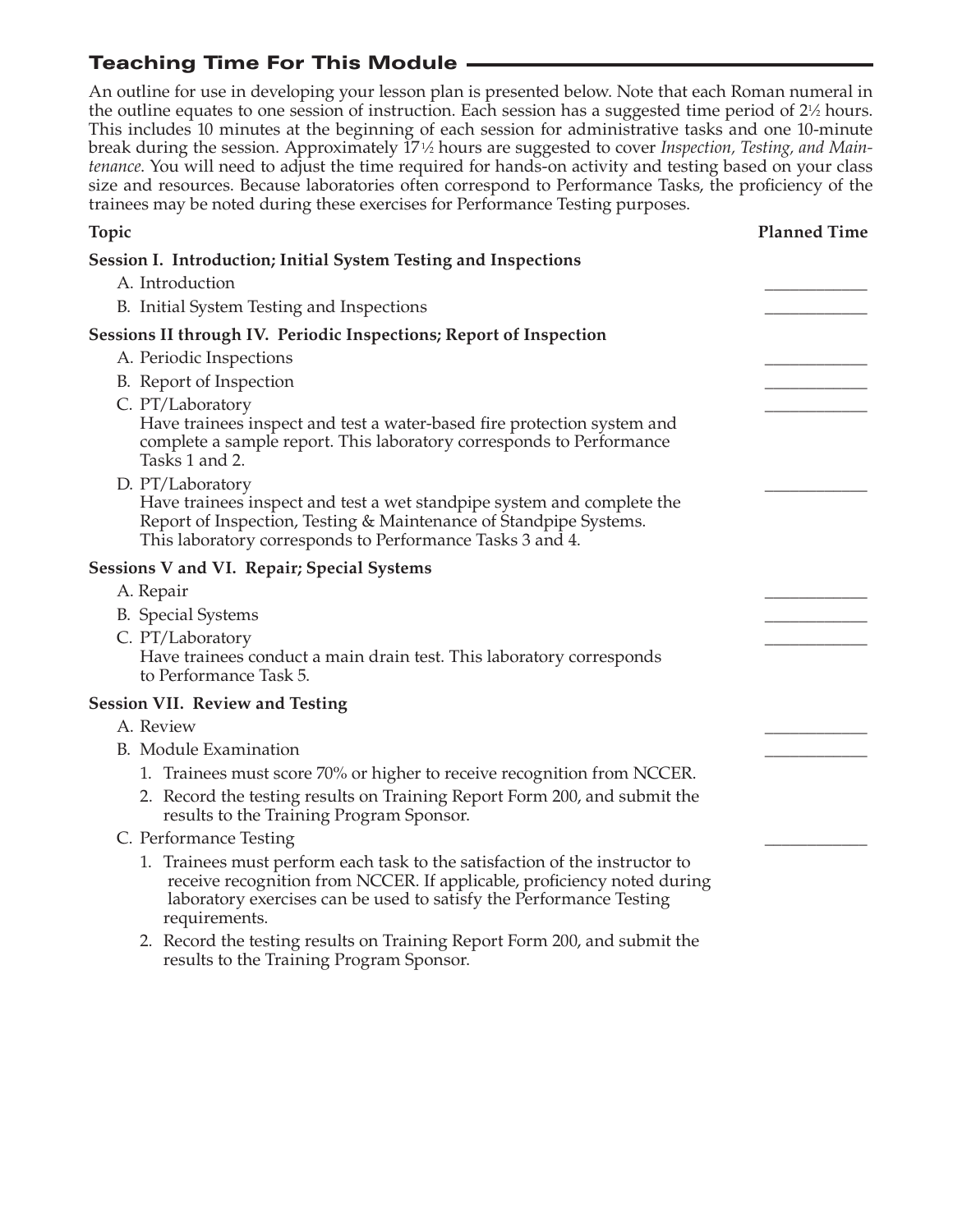## Teaching Time For This Module

An outline for use in developing your lesson plan is presented below. Note that each Roman numeral in the outline equates to one session of instruction. Each session has a suggested time period of 2½ hours. This includes 10 minutes at the beginning of each session for administrative tasks and one 10-minute break during the session. Approximately 17½ hours are suggested to cover *Inspection, Testing, and Maintenance*. You will need to adjust the time required for hands-on activity and testing based on your class size and resources. Because laboratories often correspond to Performance Tasks, the proficiency of the trainees may be noted during these exercises for Performance Testing purposes.

| Topic | Planned Time |
|---|---|
| **Session I. Introduction; Initial System Testing and Inspections** | |
| A. Introduction | ____________ |
| B. Initial System Testing and Inspections | ____________ |
| **Sessions II through IV. Periodic Inspections; Report of Inspection** | |
| A. Periodic Inspections | ____________ |
| B. Report of Inspection | ____________ |
| C. PT/Laboratory<br>Have trainees inspect and test a water-based fire protection system and complete a sample report. This laboratory corresponds to Performance Tasks 1 and 2. | ____________ |
| D. PT/Laboratory<br>Have trainees inspect and test a wet standpipe system and complete the Report of Inspection, Testing & Maintenance of Standpipe Systems. This laboratory corresponds to Performance Tasks 3 and 4. | ____________ |
| **Sessions V and VI. Repair; Special Systems** | |
| A. Repair | ____________ |
| B. Special Systems | ____________ |
| C. PT/Laboratory<br>Have trainees conduct a main drain test. This laboratory corresponds to Performance Task 5. | ____________ |
| **Session VII. Review and Testing** | |
| A. Review | ____________ |
| B. Module Examination<br>1. Trainees must score 70% or higher to receive recognition from NCCER.<br>2. Record the testing results on Training Report Form 200, and submit the results to the Training Program Sponsor. | ____________ |
| C. Performance Testing<br>1. Trainees must perform each task to the satisfaction of the instructor to receive recognition from NCCER. If applicable, proficiency noted during laboratory exercises can be used to satisfy the Performance Testing requirements.<br>2. Record the testing results on Training Report Form 200, and submit the results to the Training Program Sponsor. | ____________ |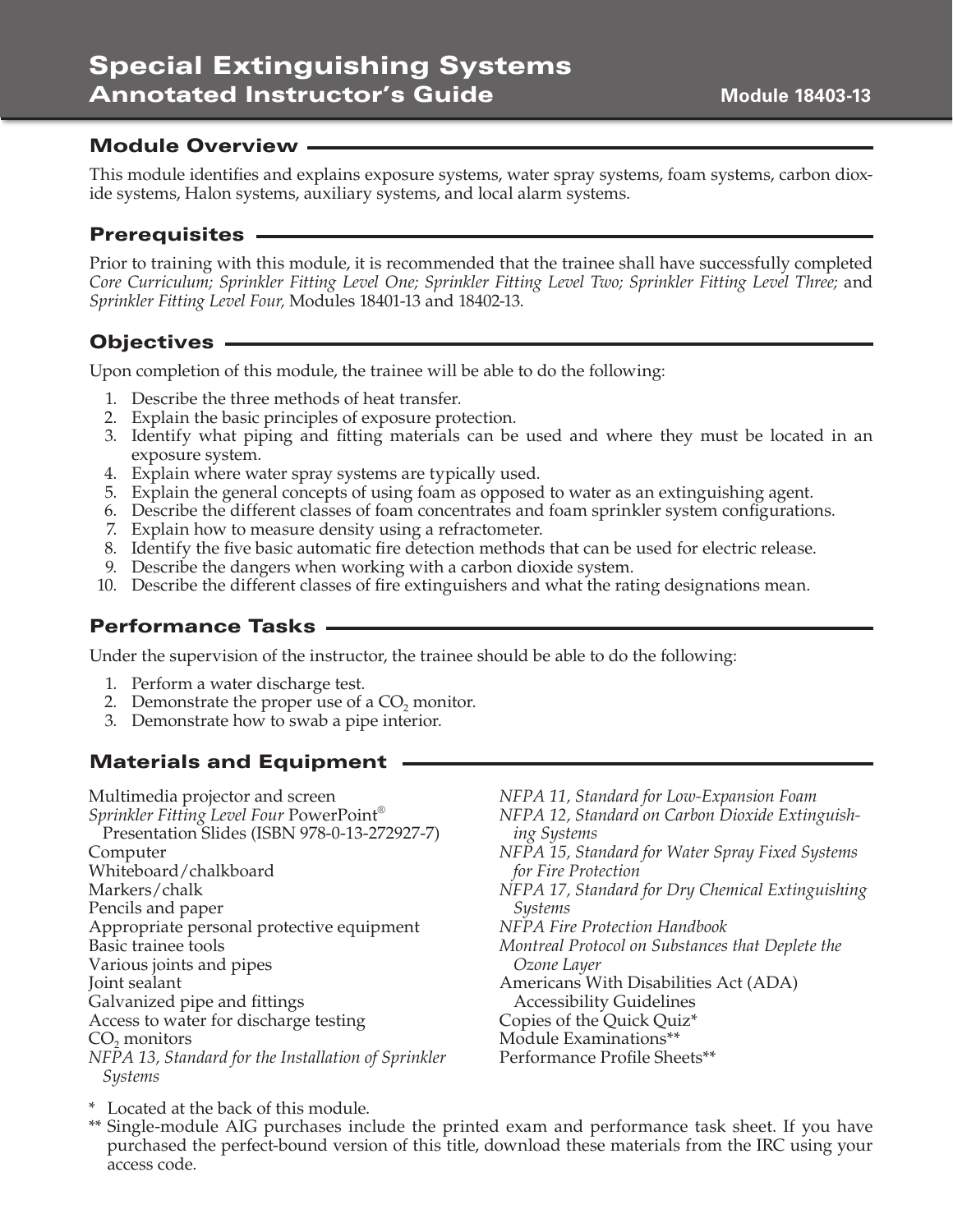# Special Extinguishing Systems
## Annotated Instructor's Guide

**Module 18403-13**

## Module Overview

This module identifies and explains exposure systems, water spray systems, foam systems, carbon dioxide systems, Halon systems, auxiliary systems, and local alarm systems.

## Prerequisites

Prior to training with this module, it is recommended that the trainee shall have successfully completed *Core Curriculum; Sprinkler Fitting Level One; Sprinkler Fitting Level Two; Sprinkler Fitting Level Three;* and *Sprinkler Fitting Level Four,* Modules 18401-13 and 18402-13.

## Objectives

Upon completion of this module, the trainee will be able to do the following:

1. Describe the three methods of heat transfer.
2. Explain the basic principles of exposure protection.
3. Identify what piping and fitting materials can be used and where they must be located in an exposure system.
4. Explain where water spray systems are typically used.
5. Explain the general concepts of using foam as opposed to water as an extinguishing agent.
6. Describe the different classes of foam concentrates and foam sprinkler system configurations.
7. Explain how to measure density using a refractometer.
8. Identify the five basic automatic fire detection methods that can be used for electric release.
9. Describe the dangers when working with a carbon dioxide system.
10. Describe the different classes of fire extinguishers and what the rating designations mean.

## Performance Tasks

Under the supervision of the instructor, the trainee should be able to do the following:

1. Perform a water discharge test.
2. Demonstrate the proper use of a $CO_2$ monitor.
3. Demonstrate how to swab a pipe interior.

## Materials and Equipment

- Multimedia projector and screen
- *Sprinkler Fitting Level Four* PowerPoint® Presentation Slides (ISBN 978-0-13-272927-7)
- Computer
- Whiteboard/chalkboard
- Markers/chalk
- Pencils and paper
- Appropriate personal protective equipment
- Basic trainee tools
- Various joints and pipes
- Joint sealant
- Galvanized pipe and fittings
- Access to water for discharge testing
- $CO_2$ monitors
- *NFPA 13, Standard for the Installation of Sprinkler Systems*
- *NFPA 11, Standard for Low-Expansion Foam*
- *NFPA 12, Standard on Carbon Dioxide Extinguishing Systems*
- *NFPA 15, Standard for Water Spray Fixed Systems for Fire Protection*
- *NFPA 17, Standard for Dry Chemical Extinguishing Systems*
- *NFPA Fire Protection Handbook*
- *Montreal Protocol on Substances that Deplete the Ozone Layer*
- Americans With Disabilities Act (ADA) Accessibility Guidelines
- Copies of the Quick Quiz*
- Module Examinations**
- Performance Profile Sheets**

\* Located at the back of this module.

\*\* Single-module AIG purchases include the printed exam and performance task sheet. If you have purchased the perfect-bound version of this title, download these materials from the IRC using your access code.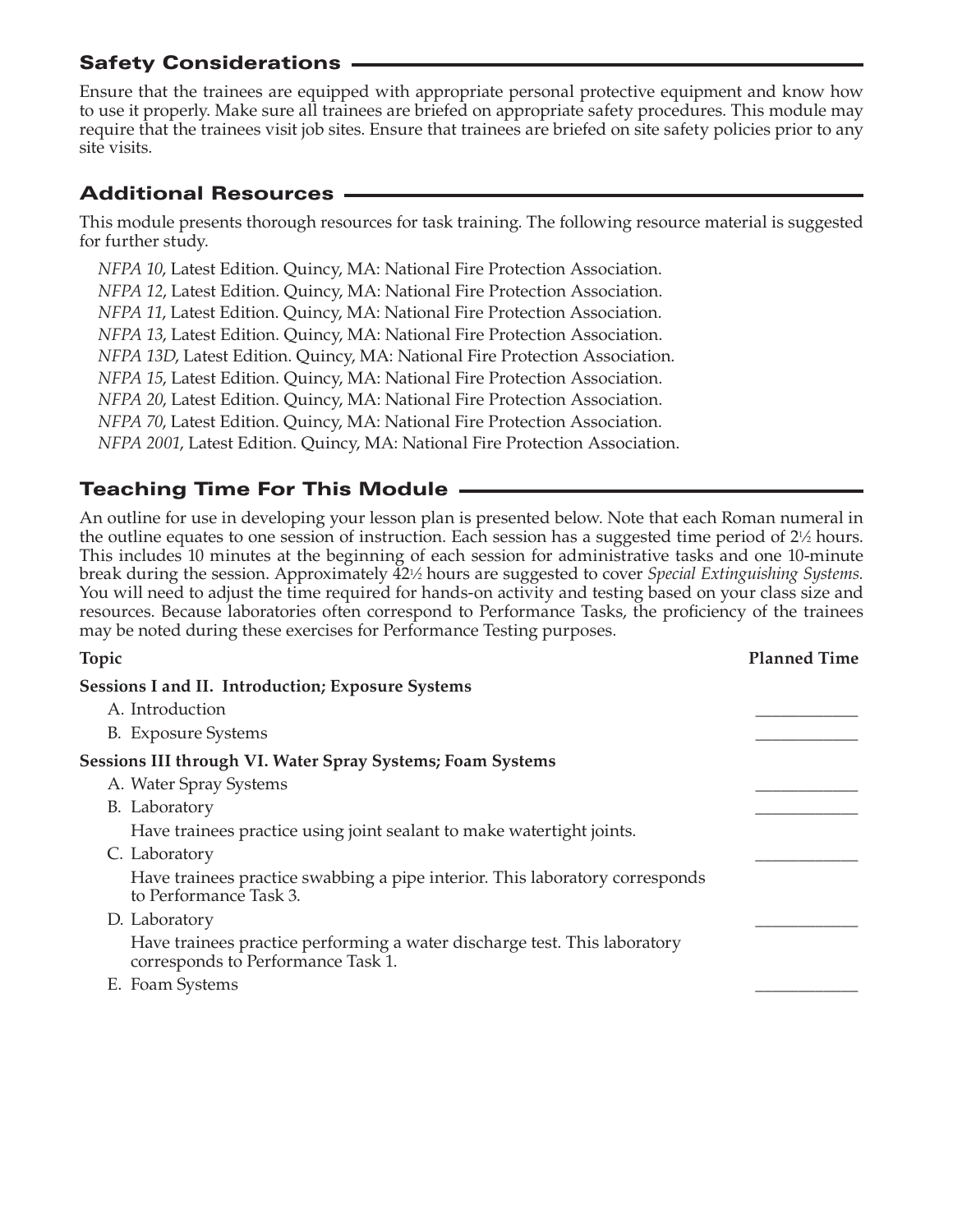## Safety Considerations

Ensure that the trainees are equipped with appropriate personal protective equipment and know how to use it properly. Make sure all trainees are briefed on appropriate safety procedures. This module may require that the trainees visit job sites. Ensure that trainees are briefed on site safety policies prior to any site visits.

## Additional Resources

This module presents thorough resources for task training. The following resource material is suggested for further study.

*NFPA 10*, Latest Edition. Quincy, MA: National Fire Protection Association.
*NFPA 12*, Latest Edition. Quincy, MA: National Fire Protection Association.
*NFPA 11*, Latest Edition. Quincy, MA: National Fire Protection Association.
*NFPA 13*, Latest Edition. Quincy, MA: National Fire Protection Association.
*NFPA 13D*, Latest Edition. Quincy, MA: National Fire Protection Association.
*NFPA 15*, Latest Edition. Quincy, MA: National Fire Protection Association.
*NFPA 20*, Latest Edition. Quincy, MA: National Fire Protection Association.
*NFPA 70*, Latest Edition. Quincy, MA: National Fire Protection Association.
*NFPA 2001*, Latest Edition. Quincy, MA: National Fire Protection Association.

## Teaching Time For This Module

An outline for use in developing your lesson plan is presented below. Note that each Roman numeral in the outline equates to one session of instruction. Each session has a suggested time period of 2½ hours. This includes 10 minutes at the beginning of each session for administrative tasks and one 10-minute break during the session. Approximately 42½ hours are suggested to cover *Special Extinguishing Systems.* You will need to adjust the time required for hands-on activity and testing based on your class size and resources. Because laboratories often correspond to Performance Tasks, the proficiency of the trainees may be noted during these exercises for Performance Testing purposes.

| Topic | Planned Time |
|---|---|
| **Sessions I and II. Introduction; Exposure Systems** | |
| A. Introduction | ____________ |
| B. Exposure Systems | ____________ |
| **Sessions III through VI. Water Spray Systems; Foam Systems** | |
| A. Water Spray Systems | ____________ |
| B. Laboratory<br>Have trainees practice using joint sealant to make watertight joints. | ____________ |
| C. Laboratory<br>Have trainees practice swabbing a pipe interior. This laboratory corresponds to Performance Task 3. | ____________ |
| D. Laboratory<br>Have trainees practice performing a water discharge test. This laboratory corresponds to Performance Task 1. | ____________ |
| E. Foam Systems | ____________ |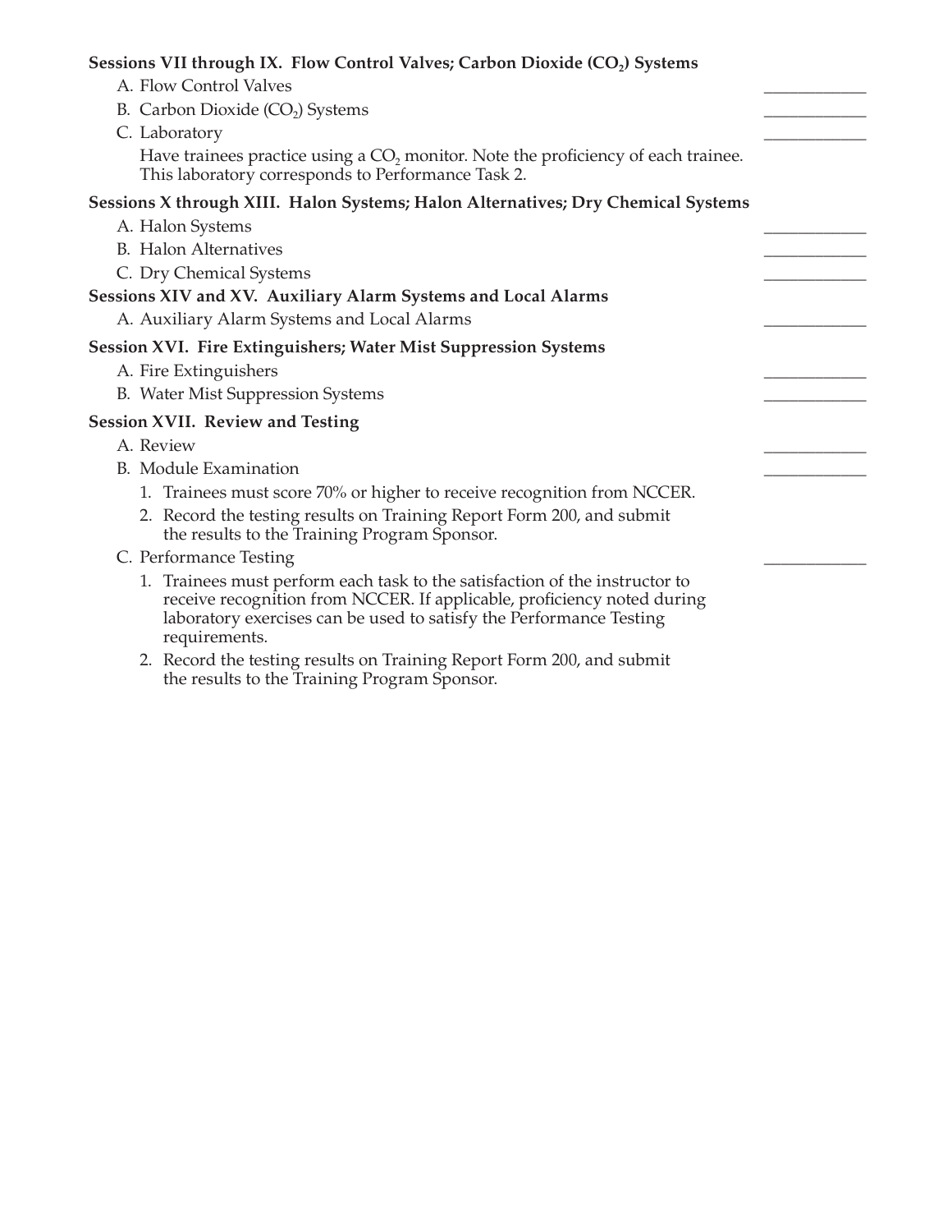**Sessions VII through IX. Flow Control Valves; Carbon Dioxide ($CO_2$) Systems**

A. Flow Control Valves ____________

B. Carbon Dioxide ($CO_2$) Systems ____________

C. Laboratory ____________

Have trainees practice using a $CO_2$ monitor. Note the proficiency of each trainee. This laboratory corresponds to Performance Task 2.

**Sessions X through XIII. Halon Systems; Halon Alternatives; Dry Chemical Systems**

A. Halon Systems ____________

B. Halon Alternatives ____________

C. Dry Chemical Systems ____________

**Sessions XIV and XV. Auxiliary Alarm Systems and Local Alarms**

A. Auxiliary Alarm Systems and Local Alarms ____________

**Session XVI. Fire Extinguishers; Water Mist Suppression Systems**

A. Fire Extinguishers ____________

B. Water Mist Suppression Systems ____________

**Session XVII. Review and Testing**

A. Review ____________

B. Module Examination ____________

1. Trainees must score 70% or higher to receive recognition from NCCER.
2. Record the testing results on Training Report Form 200, and submit the results to the Training Program Sponsor.

C. Performance Testing ____________

1. Trainees must perform each task to the satisfaction of the instructor to receive recognition from NCCER. If applicable, proficiency noted during laboratory exercises can be used to satisfy the Performance Testing requirements.
2. Record the testing results on Training Report Form 200, and submit the results to the Training Program Sponsor.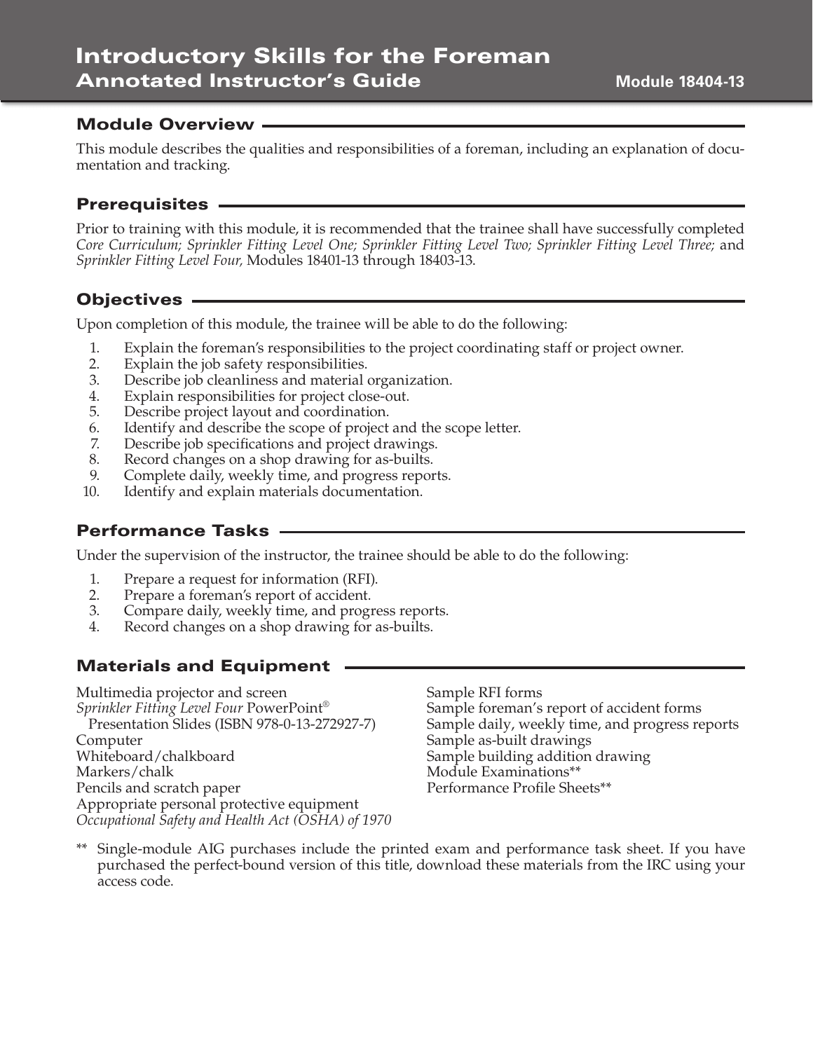# Introductory Skills for the Foreman
## Annotated Instructor's Guide

**Module 18404-13**

## Module Overview

This module describes the qualities and responsibilities of a foreman, including an explanation of documentation and tracking.

## Prerequisites

Prior to training with this module, it is recommended that the trainee shall have successfully completed *Core Curriculum; Sprinkler Fitting Level One; Sprinkler Fitting Level Two; Sprinkler Fitting Level Three;* and *Sprinkler Fitting Level Four,* Modules 18401-13 through 18403-13.

## Objectives

Upon completion of this module, the trainee will be able to do the following:

1. Explain the foreman's responsibilities to the project coordinating staff or project owner.
2. Explain the job safety responsibilities.
3. Describe job cleanliness and material organization.
4. Explain responsibilities for project close-out.
5. Describe project layout and coordination.
6. Identify and describe the scope of project and the scope letter.
7. Describe job specifications and project drawings.
8. Record changes on a shop drawing for as-builts.
9. Complete daily, weekly time, and progress reports.
10. Identify and explain materials documentation.

## Performance Tasks

Under the supervision of the instructor, the trainee should be able to do the following:

1. Prepare a request for information (RFI).
2. Prepare a foreman's report of accident.
3. Compare daily, weekly time, and progress reports.
4. Record changes on a shop drawing for as-builts.

## Materials and Equipment

Multimedia projector and screen
*Sprinkler Fitting Level Four* PowerPoint® Presentation Slides (ISBN 978-0-13-272927-7)
Computer
Whiteboard/chalkboard
Markers/chalk
Pencils and scratch paper
Appropriate personal protective equipment
*Occupational Safety and Health Act (OSHA) of 1970*
Sample RFI forms
Sample foreman's report of accident forms
Sample daily, weekly time, and progress reports
Sample as-built drawings
Sample building addition drawing
Module Examinations**
Performance Profile Sheets**

** Single-module AIG purchases include the printed exam and performance task sheet. If you have purchased the perfect-bound version of this title, download these materials from the IRC using your access code.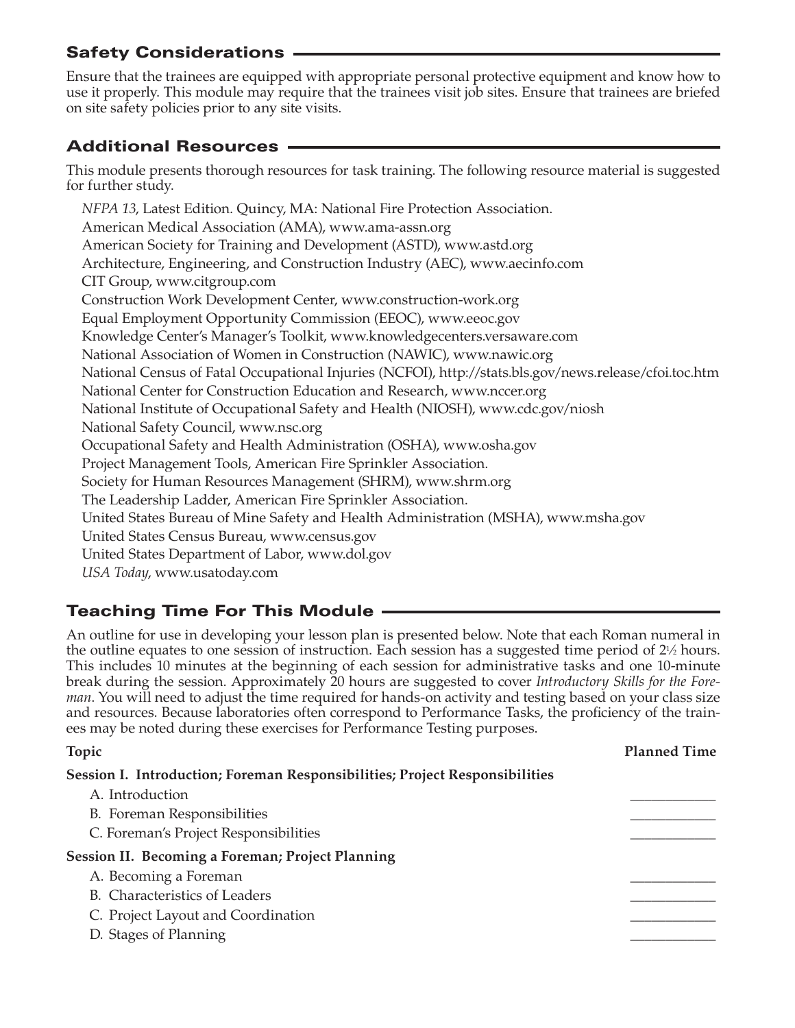## Safety Considerations

Ensure that the trainees are equipped with appropriate personal protective equipment and know how to use it properly. This module may require that the trainees visit job sites. Ensure that trainees are briefed on site safety policies prior to any site visits.

## Additional Resources

This module presents thorough resources for task training. The following resource material is suggested for further study.

*NFPA 13*, Latest Edition. Quincy, MA: National Fire Protection Association.
American Medical Association (AMA), www.ama-assn.org
American Society for Training and Development (ASTD), www.astd.org
Architecture, Engineering, and Construction Industry (AEC), www.aecinfo.com
CIT Group, www.citgroup.com
Construction Work Development Center, www.construction-work.org
Equal Employment Opportunity Commission (EEOC), www.eeoc.gov
Knowledge Center's Manager's Toolkit, www.knowledgecenters.versaware.com
National Association of Women in Construction (NAWIC), www.nawic.org
National Census of Fatal Occupational Injuries (NCFOI), http://stats.bls.gov/news.release/cfoi.toc.htm
National Center for Construction Education and Research, www.nccer.org
National Institute of Occupational Safety and Health (NIOSH), www.cdc.gov/niosh
National Safety Council, www.nsc.org
Occupational Safety and Health Administration (OSHA), www.osha.gov
Project Management Tools, American Fire Sprinkler Association.
Society for Human Resources Management (SHRM), www.shrm.org
The Leadership Ladder, American Fire Sprinkler Association.
United States Bureau of Mine Safety and Health Administration (MSHA), www.msha.gov
United States Census Bureau, www.census.gov
United States Department of Labor, www.dol.gov
*USA Today*, www.usatoday.com

## Teaching Time For This Module

An outline for use in developing your lesson plan is presented below. Note that each Roman numeral in the outline equates to one session of instruction. Each session has a suggested time period of 2½ hours. This includes 10 minutes at the beginning of each session for administrative tasks and one 10-minute break during the session. Approximately 20 hours are suggested to cover *Introductory Skills for the Foreman*. You will need to adjust the time required for hands-on activity and testing based on your class size and resources. Because laboratories often correspond to Performance Tasks, the proficiency of the trainees may be noted during these exercises for Performance Testing purposes.

| Topic | Planned Time |
|---|---|
| **Session I. Introduction; Foreman Responsibilities; Project Responsibilities** | |
| A. Introduction | ____________ |
| B. Foreman Responsibilities | ____________ |
| C. Foreman's Project Responsibilities | ____________ |
| **Session II. Becoming a Foreman; Project Planning** | |
| A. Becoming a Foreman | ____________ |
| B. Characteristics of Leaders | ____________ |
| C. Project Layout and Coordination | ____________ |
| D. Stages of Planning | ____________ |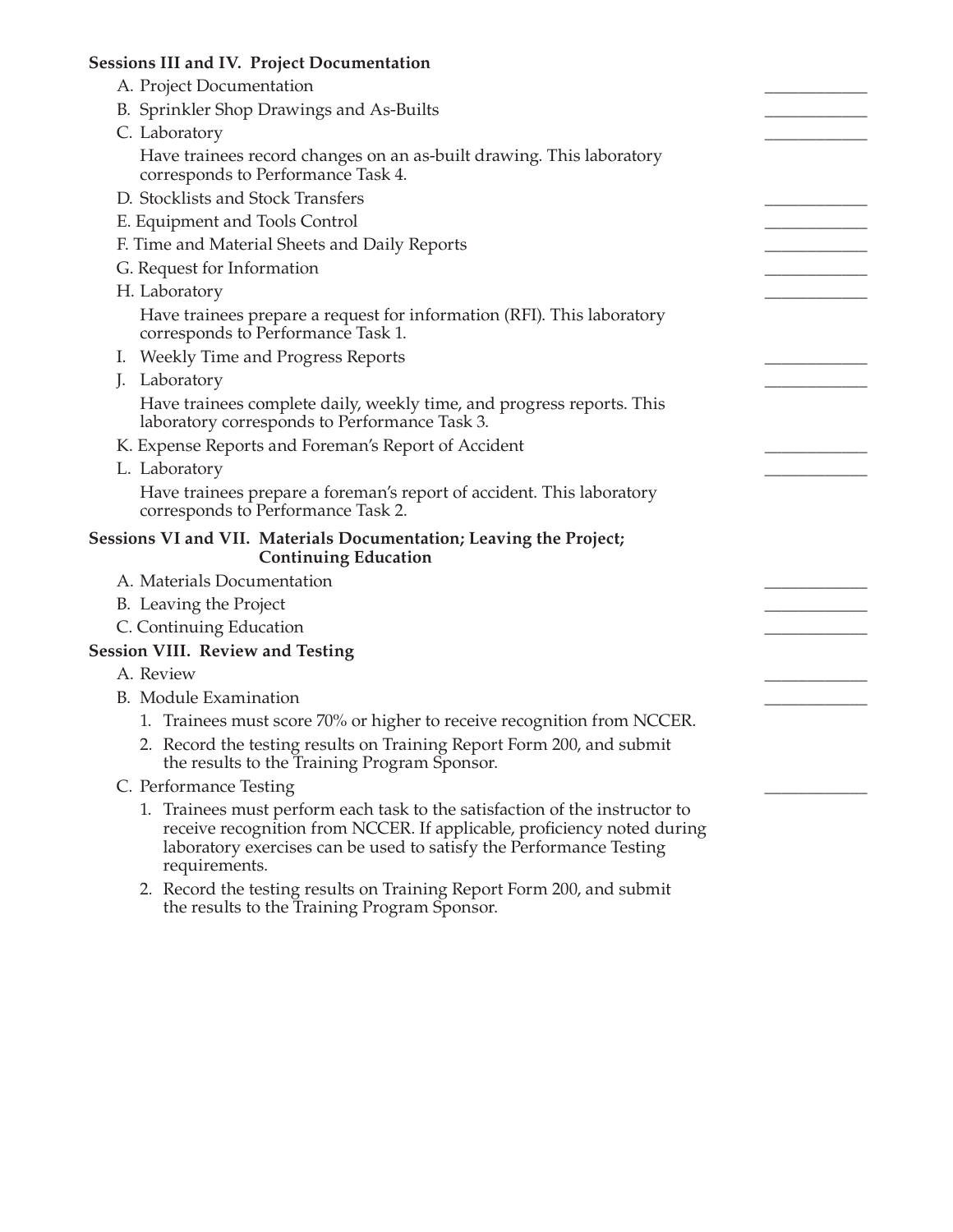**Sessions III and IV. Project Documentation**

A. Project Documentation \_\_\_\_\_\_\_\_\_\_\_\_

B. Sprinkler Shop Drawings and As-Builts \_\_\_\_\_\_\_\_\_\_\_\_

C. Laboratory \_\_\_\_\_\_\_\_\_\_\_\_

Have trainees record changes on an as-built drawing. This laboratory corresponds to Performance Task 4.

D. Stocklists and Stock Transfers \_\_\_\_\_\_\_\_\_\_\_\_

E. Equipment and Tools Control \_\_\_\_\_\_\_\_\_\_\_\_

F. Time and Material Sheets and Daily Reports \_\_\_\_\_\_\_\_\_\_\_\_

G. Request for Information \_\_\_\_\_\_\_\_\_\_\_\_

H. Laboratory \_\_\_\_\_\_\_\_\_\_\_\_

Have trainees prepare a request for information (RFI). This laboratory corresponds to Performance Task 1.

I. Weekly Time and Progress Reports \_\_\_\_\_\_\_\_\_\_\_\_

J. Laboratory \_\_\_\_\_\_\_\_\_\_\_\_

Have trainees complete daily, weekly time, and progress reports. This laboratory corresponds to Performance Task 3.

K. Expense Reports and Foreman's Report of Accident \_\_\_\_\_\_\_\_\_\_\_\_

L. Laboratory \_\_\_\_\_\_\_\_\_\_\_\_

Have trainees prepare a foreman's report of accident. This laboratory corresponds to Performance Task 2.

**Sessions VI and VII. Materials Documentation; Leaving the Project; Continuing Education**

A. Materials Documentation \_\_\_\_\_\_\_\_\_\_\_\_

B. Leaving the Project \_\_\_\_\_\_\_\_\_\_\_\_

C. Continuing Education \_\_\_\_\_\_\_\_\_\_\_\_

**Session VIII. Review and Testing**

A. Review \_\_\_\_\_\_\_\_\_\_\_\_

B. Module Examination \_\_\_\_\_\_\_\_\_\_\_\_

1. Trainees must score 70% or higher to receive recognition from NCCER.
2. Record the testing results on Training Report Form 200, and submit the results to the Training Program Sponsor.

C. Performance Testing \_\_\_\_\_\_\_\_\_\_\_\_

1. Trainees must perform each task to the satisfaction of the instructor to receive recognition from NCCER. If applicable, proficiency noted during laboratory exercises can be used to satisfy the Performance Testing requirements.
2. Record the testing results on Training Report Form 200, and submit the results to the Training Program Sponsor.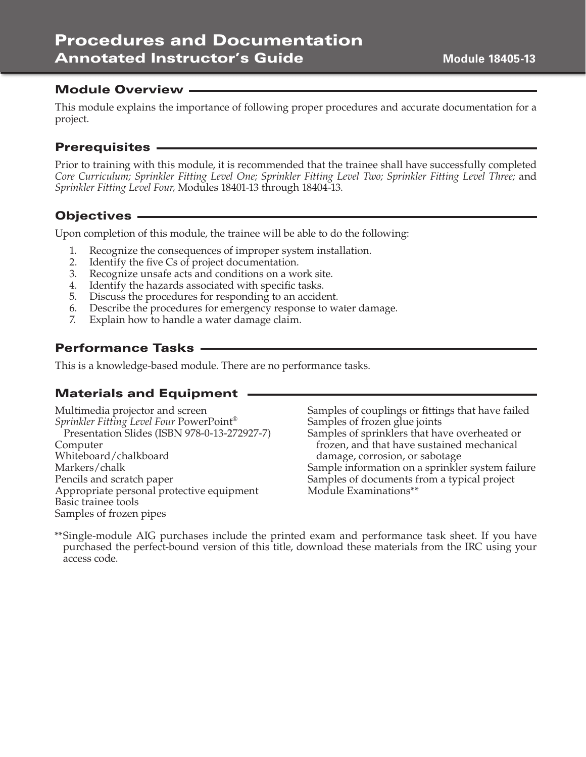# Procedures and Documentation
## Annotated Instructor's Guide

**Module 18405-13**

## Module Overview

This module explains the importance of following proper procedures and accurate documentation for a project.

## Prerequisites

Prior to training with this module, it is recommended that the trainee shall have successfully completed *Core Curriculum; Sprinkler Fitting Level One; Sprinkler Fitting Level Two; Sprinkler Fitting Level Three;* and *Sprinkler Fitting Level Four,* Modules 18401-13 through 18404-13.

## Objectives

Upon completion of this module, the trainee will be able to do the following:

1. Recognize the consequences of improper system installation.
2. Identify the five Cs of project documentation.
3. Recognize unsafe acts and conditions on a work site.
4. Identify the hazards associated with specific tasks.
5. Discuss the procedures for responding to an accident.
6. Describe the procedures for emergency response to water damage.
7. Explain how to handle a water damage claim.

## Performance Tasks

This is a knowledge-based module. There are no performance tasks.

## Materials and Equipment

Multimedia projector and screen
*Sprinkler Fitting Level Four* PowerPoint® Presentation Slides (ISBN 978-0-13-272927-7)
Computer
Whiteboard/chalkboard
Markers/chalk
Pencils and scratch paper
Appropriate personal protective equipment
Basic trainee tools
Samples of frozen pipes
Samples of couplings or fittings that have failed
Samples of frozen glue joints
Samples of sprinklers that have overheated or frozen, and that have sustained mechanical damage, corrosion, or sabotage
Sample information on a sprinkler system failure
Samples of documents from a typical project
Module Examinations**

**Single-module AIG purchases include the printed exam and performance task sheet. If you have purchased the perfect-bound version of this title, download these materials from the IRC using your access code.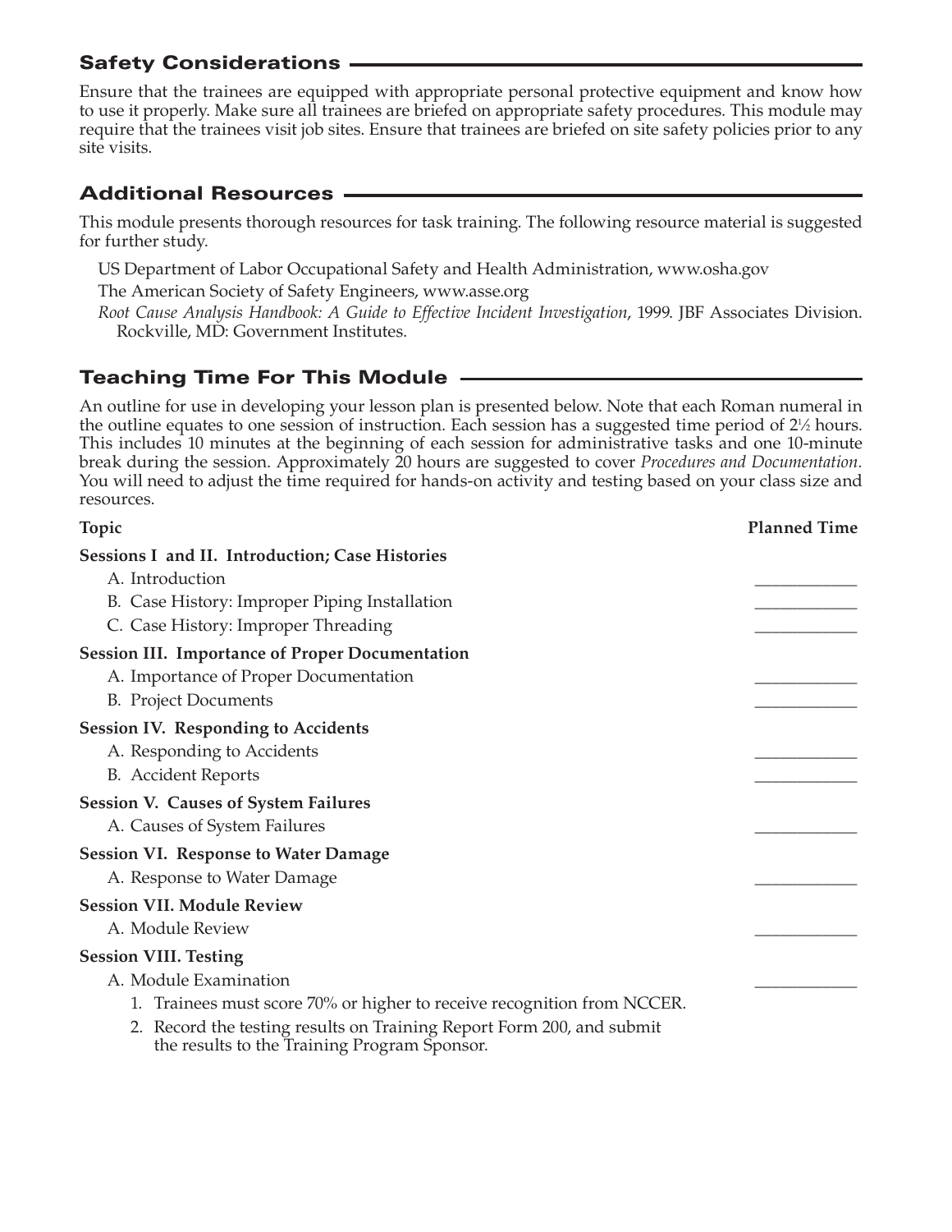## Safety Considerations

Ensure that the trainees are equipped with appropriate personal protective equipment and know how to use it properly. Make sure all trainees are briefed on appropriate safety procedures. This module may require that the trainees visit job sites. Ensure that trainees are briefed on site safety policies prior to any site visits.

## Additional Resources

This module presents thorough resources for task training. The following resource material is suggested for further study.

US Department of Labor Occupational Safety and Health Administration, www.osha.gov

The American Society of Safety Engineers, www.asse.org

*Root Cause Analysis Handbook: A Guide to Effective Incident Investigation*, 1999. JBF Associates Division. Rockville, MD: Government Institutes.

## Teaching Time For This Module

An outline for use in developing your lesson plan is presented below. Note that each Roman numeral in the outline equates to one session of instruction. Each session has a suggested time period of 2½ hours. This includes 10 minutes at the beginning of each session for administrative tasks and one 10-minute break during the session. Approximately 20 hours are suggested to cover *Procedures and Documentation*. You will need to adjust the time required for hands-on activity and testing based on your class size and resources.

| Topic | Planned Time |
|---|---|
| **Sessions I and II. Introduction; Case Histories** | |
| A. Introduction | ____________ |
| B. Case History: Improper Piping Installation | ____________ |
| C. Case History: Improper Threading | ____________ |
| **Session III. Importance of Proper Documentation** | |
| A. Importance of Proper Documentation | ____________ |
| B. Project Documents | ____________ |
| **Session IV. Responding to Accidents** | |
| A. Responding to Accidents | ____________ |
| B. Accident Reports | ____________ |
| **Session V. Causes of System Failures** | |
| A. Causes of System Failures | ____________ |
| **Session VI. Response to Water Damage** | |
| A. Response to Water Damage | ____________ |
| **Session VII. Module Review** | |
| A. Module Review | ____________ |
| **Session VIII. Testing** | |
| A. Module Examination | ____________ |

1. Trainees must score 70% or higher to receive recognition from NCCER.
2. Record the testing results on Training Report Form 200, and submit the results to the Training Program Sponsor.